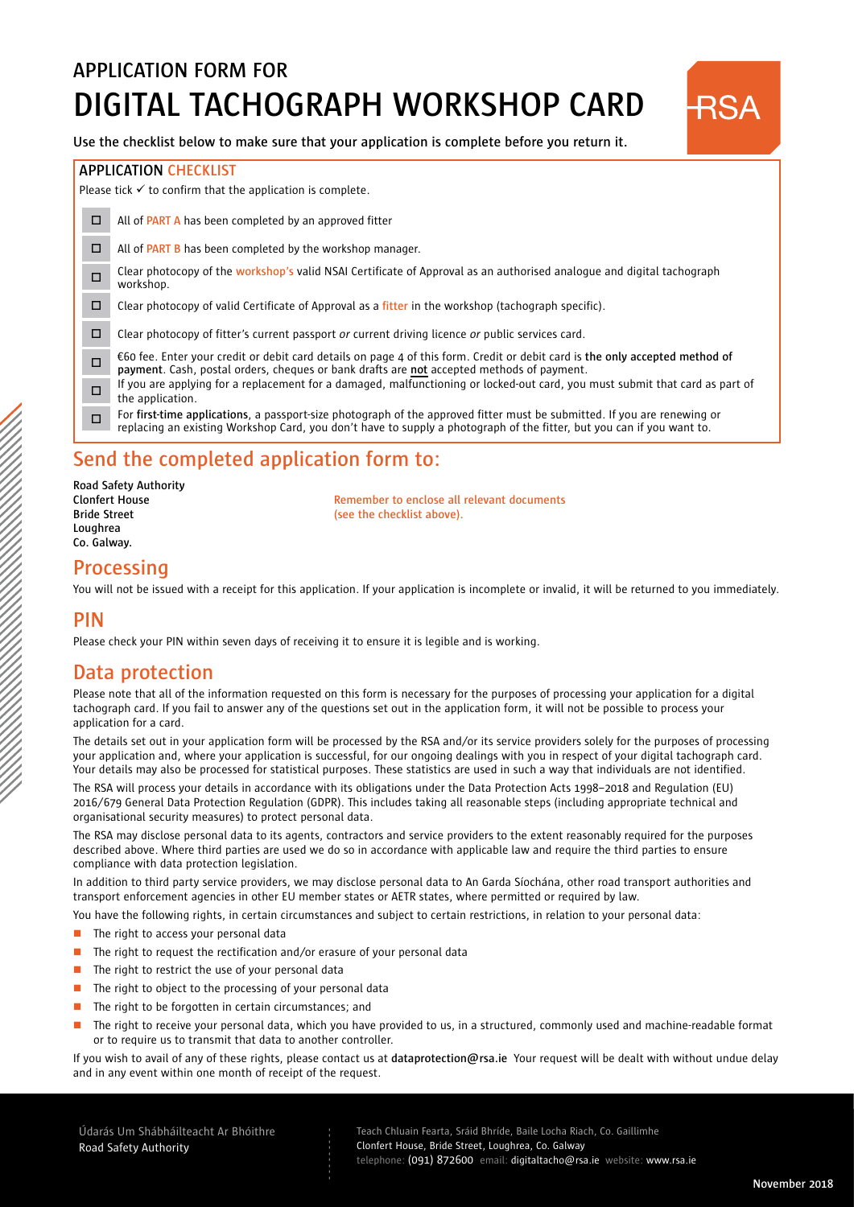# APPLICATION FORM FOR DIGITAL TACHOGRAPH WORKSHOP CARD

RSA

Use the checklist below to make sure that your application is complete before you return it.

## APPLICATION CHECKLIST

Please tick ✓ to confirm that the application is complete.

- ☐ All of PART A has been completed by an approved fitter
- ☐ All of PART B has been completed by the workshop manager.
- ☐ Clear photocopy of the workshop's valid NSAI Certificate of Approval as an authorised analogue and digital tachograph workshop.
- ☐ Clear photocopy of valid Certificate of Approval as a fitter in the workshop (tachograph specific).
- ☐ Clear photocopy of fitter's current passport *or* current driving licence *or* public services card.
- ☐ €60 fee. Enter your credit or debit card details on page 4 of this form. Credit or debit card is **the only accepted method of payment**. Cash, postal orders, cheques or bank drafts are **not** accepted methods of payment.
- ☐ If you are applying for a replacement for a damaged, malfunctioning or locked-out card, you must submit that card as part of the application.
- ☐ For **first-time applications**, a passport-size photograph of the approved fitter must be submitted. If you are renewing or replacing an existing Workshop Card, you don't have to supply a photograph of the fitter, but you can if you want to.

## Send the completed application form to:

**Road Safety Authority**
**Clonfert House**
**Bride Street**
**Loughrea**
**Co. Galway.**

Remember to enclose all relevant documents (see the checklist above).

## Processing

You will not be issued with a receipt for this application. If your application is incomplete or invalid, it will be returned to you immediately.

## PIN

Please check your PIN within seven days of receiving it to ensure it is legible and is working.

## Data protection

Please note that all of the information requested on this form is necessary for the purposes of processing your application for a digital tachograph card. If you fail to answer any of the questions set out in the application form, it will not be possible to process your application for a card.

The details set out in your application form will be processed by the RSA and/or its service providers solely for the purposes of processing your application and, where your application is successful, for our ongoing dealings with you in respect of your digital tachograph card. Your details may also be processed for statistical purposes. These statistics are used in such a way that individuals are not identified.

The RSA will process your details in accordance with its obligations under the Data Protection Acts 1998–2018 and Regulation (EU) 2016/679 General Data Protection Regulation (GDPR). This includes taking all reasonable steps (including appropriate technical and organisational security measures) to protect personal data.

The RSA may disclose personal data to its agents, contractors and service providers to the extent reasonably required for the purposes described above. Where third parties are used we do so in accordance with applicable law and require the third parties to ensure compliance with data protection legislation.

In addition to third party service providers, we may disclose personal data to An Garda Síochána, other road transport authorities and transport enforcement agencies in other EU member states or AETR states, where permitted or required by law.

You have the following rights, in certain circumstances and subject to certain restrictions, in relation to your personal data:

- The right to access your personal data
- The right to request the rectification and/or erasure of your personal data
- The right to restrict the use of your personal data
- The right to object to the processing of your personal data
- The right to be forgotten in certain circumstances; and
- The right to receive your personal data, which you have provided to us, in a structured, commonly used and machine-readable format or to require us to transmit that data to another controller.

If you wish to avail of any of these rights, please contact us at **dataprotection@rsa.ie** Your request will be dealt with without undue delay and in any event within one month of receipt of the request.

Údarás Um Shábháilteacht Ar Bhóithre
Road Safety Authority

Teach Chluain Fearta, Sráid Bhríde, Baile Locha Riach, Co. Gaillimhe
Clonfert House, Bride Street, Loughrea, Co. Galway
telephone: (091) 872600 email: digitaltacho@rsa.ie website: www.rsa.ie

November 2018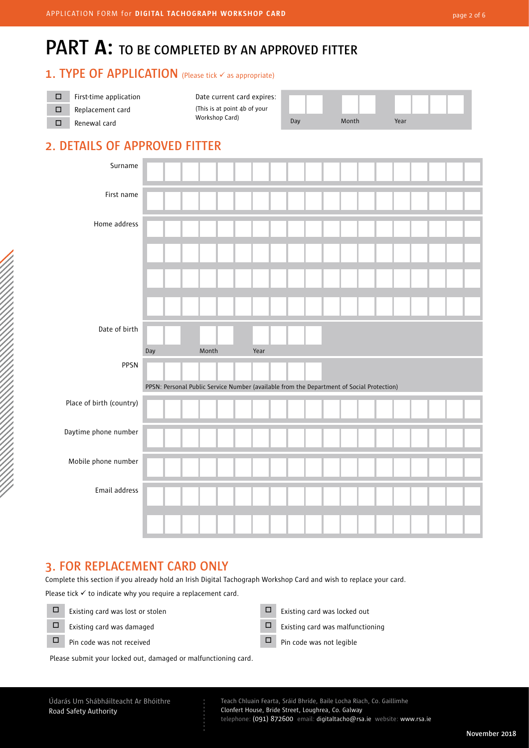# PART A: TO BE COMPLETED BY AN APPROVED FITTER

## 1. TYPE OF APPLICATION (Please tick ✓ as appropriate)

- ☐ First-time application
- ☐ Replacement card
- ☐ Renewal card

Date current card expires:
(This is at point 4b of your Workshop Card)

| Day | Month | Year |
|---|---|---|
| | | |

## 2. DETAILS OF APPROVED FITTER

| Field | |
|---|---|
| Surname | |
| First name | |
| Home address | |
| | |
| | |
| | |
| Date of birth (Day / Month / Year) | |
| PPSN | |
| Place of birth (country) | |
| Daytime phone number | |
| Mobile phone number | |
| Email address | |
| | |

PPSN: Personal Public Service Number (available from the Department of Social Protection)

## 3. FOR REPLACEMENT CARD ONLY

Complete this section if you already hold an Irish Digital Tachograph Workshop Card and wish to replace your card.

Please tick ✓ to indicate why you require a replacement card.

- ☐ Existing card was lost or stolen
- ☐ Existing card was damaged
- ☐ Pin code was not received
- ☐ Existing card was locked out
- ☐ Existing card was malfunctioning
- ☐ Pin code was not legible

Please submit your locked out, damaged or malfunctioning card.

Údarás Um Shábháilteacht Ar Bhóithre
Road Safety Authority

Teach Chluain Fearta, Sráid Bhríde, Baile Locha Riach, Co. Gaillimhe
Clonfert House, Bride Street, Loughrea, Co. Galway
telephone: (091) 872600 email: digitaltacho@rsa.ie website: www.rsa.ie

November 2018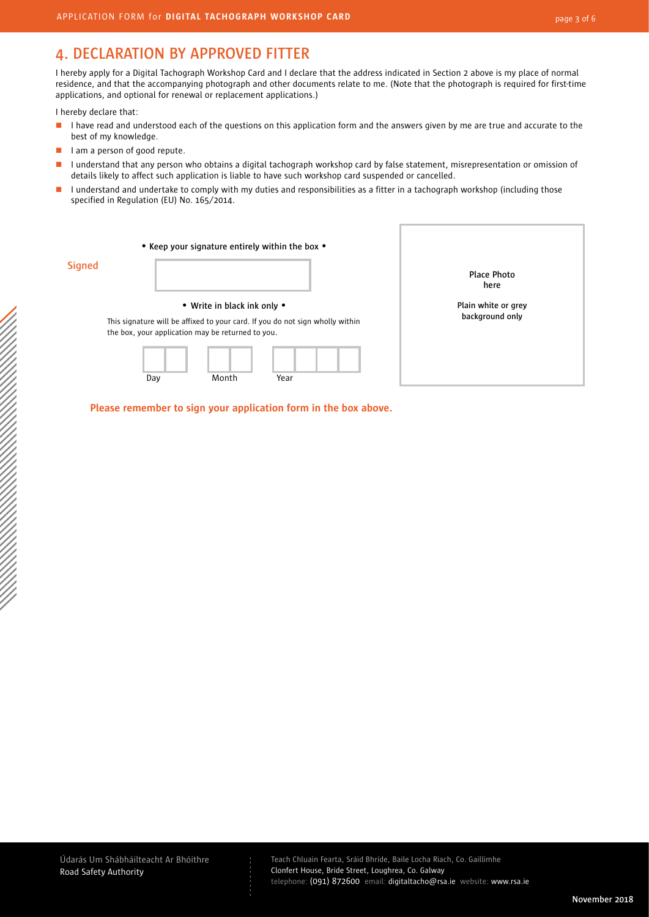## 4. DECLARATION BY APPROVED FITTER

I hereby apply for a Digital Tachograph Workshop Card and I declare that the address indicated in Section 2 above is my place of normal residence, and that the accompanying photograph and other documents relate to me. (Note that the photograph is required for first-time applications, and optional for renewal or replacement applications.)

I hereby declare that:

- I have read and understood each of the questions on this application form and the answers given by me are true and accurate to the best of my knowledge.
- I am a person of good repute.
- I understand that any person who obtains a digital tachograph workshop card by false statement, misrepresentation or omission of details likely to affect such application is liable to have such workshop card suspended or cancelled.
- I understand and undertake to comply with my duties and responsibilities as a fitter in a tachograph workshop (including those specified in Regulation (EU) No. 165/2014.

• Keep your signature entirely within the box •

Signed

• Write in black ink only •

This signature will be affixed to your card. If you do not sign wholly within the box, your application may be returned to you.

Day Month Year

Place Photo here

Plain white or grey background only

**Please remember to sign your application form in the box above.**

Údarás Um Shábháilteacht Ar Bhóithre
Road Safety Authority

Teach Chluain Fearta, Sráid Bhríde, Baile Locha Riach, Co. Gaillimhe
Clonfert House, Bride Street, Loughrea, Co. Galway
telephone: (091) 872600 email: digitaltacho@rsa.ie website: www.rsa.ie

November 2018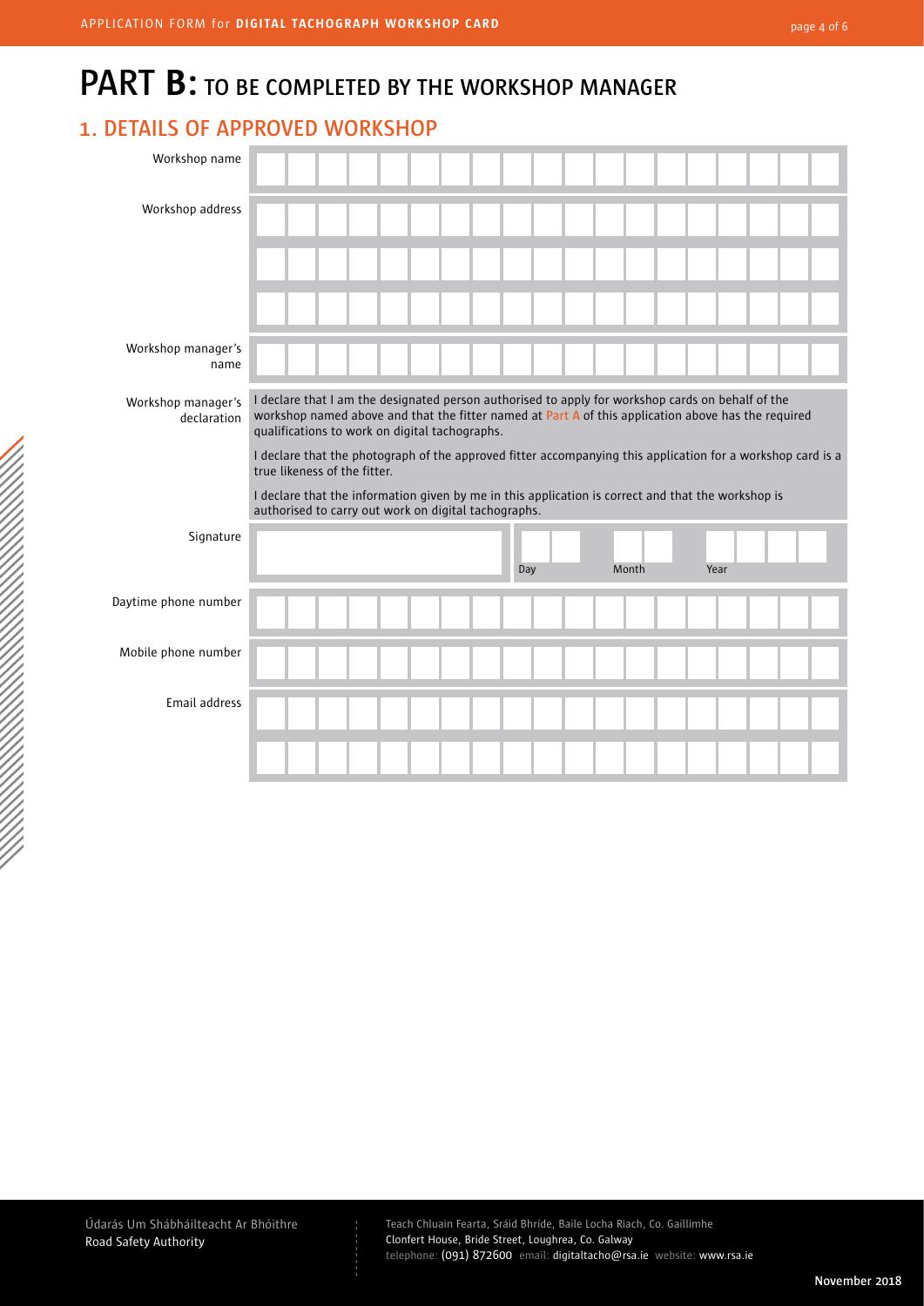# PART B: TO BE COMPLETED BY THE WORKSHOP MANAGER

## 1. DETAILS OF APPROVED WORKSHOP

Workshop name

Workshop address

Workshop manager's name

Workshop manager's declaration

I declare that I am the designated person authorised to apply for workshop cards on behalf of the workshop named above and that the fitter named at Part A of this application above has the required qualifications to work on digital tachographs.

I declare that the photograph of the approved fitter accompanying this application for a workshop card is a true likeness of the fitter.

I declare that the information given by me in this application is correct and that the workshop is authorised to carry out work on digital tachographs.

Signature

Day | Month | Year

Daytime phone number

Mobile phone number

Email address

Údarás Um Shábháilteacht Ar Bhóithre
Road Safety Authority

Teach Chluain Fearta, Sráid Bhríde, Baile Locha Riach, Co. Gaillimhe
Clonfert House, Bride Street, Loughrea, Co. Galway
telephone: (091) 872600 email: digitaltacho@rsa.ie website: www.rsa.ie

November 2018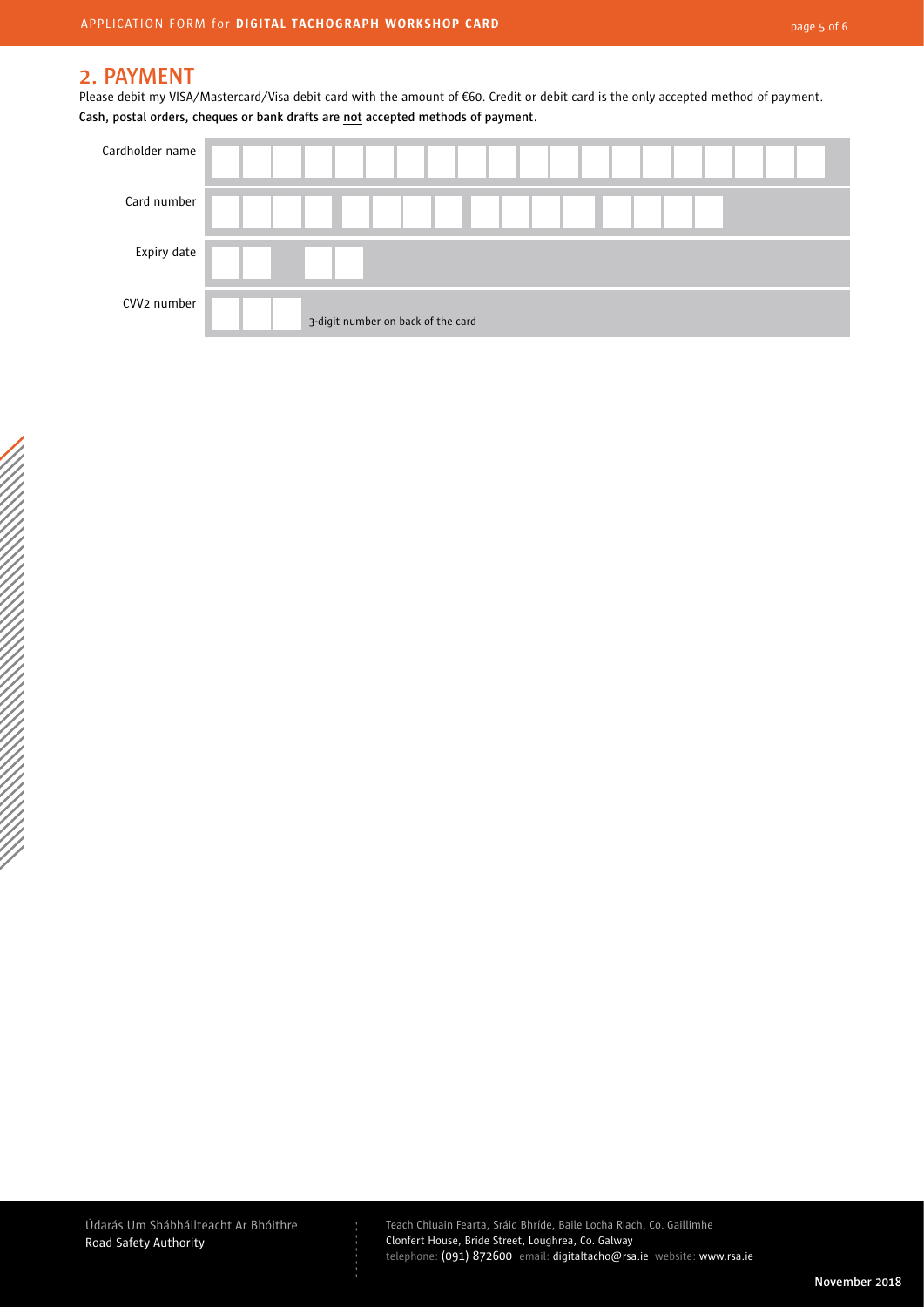## 2. PAYMENT

Please debit my VISA/Mastercard/Visa debit card with the amount of €60. Credit or debit card is the only accepted method of payment.

**Cash, postal orders, cheques or bank drafts are not accepted methods of payment.**

| | |
|---|---|
| Cardholder name | |
| Card number | |
| Expiry date | |
| CVV2 number | 3-digit number on back of the card |

Údarás Um Shábháilteacht Ar Bhóithre
Road Safety Authority

Teach Chluain Fearta, Sráid Bhríde, Baile Locha Riach, Co. Gaillimhe
Clonfert House, Bride Street, Loughrea, Co. Galway
telephone: (091) 872600 email: digitaltacho@rsa.ie website: www.rsa.ie

November 2018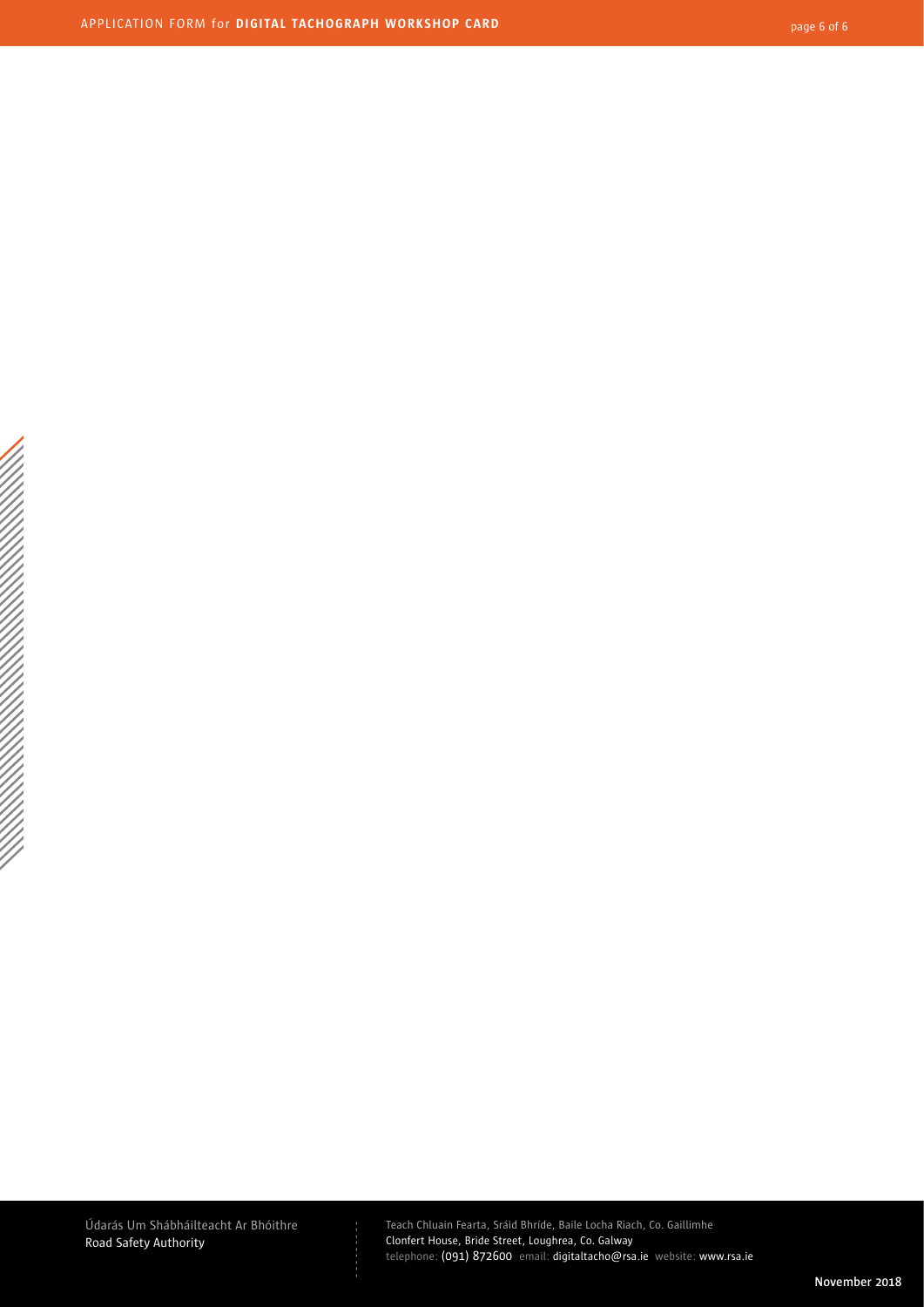Údarás Um Shábháilteacht Ar Bhóithre
Road Safety Authority

Teach Chluain Fearta, Sráid Bhríde, Baile Locha Riach, Co. Gaillimhe
Clonfert House, Bride Street, Loughrea, Co. Galway
telephone: (091) 872600 email: digitaltacho@rsa.ie website: www.rsa.ie

November 2018